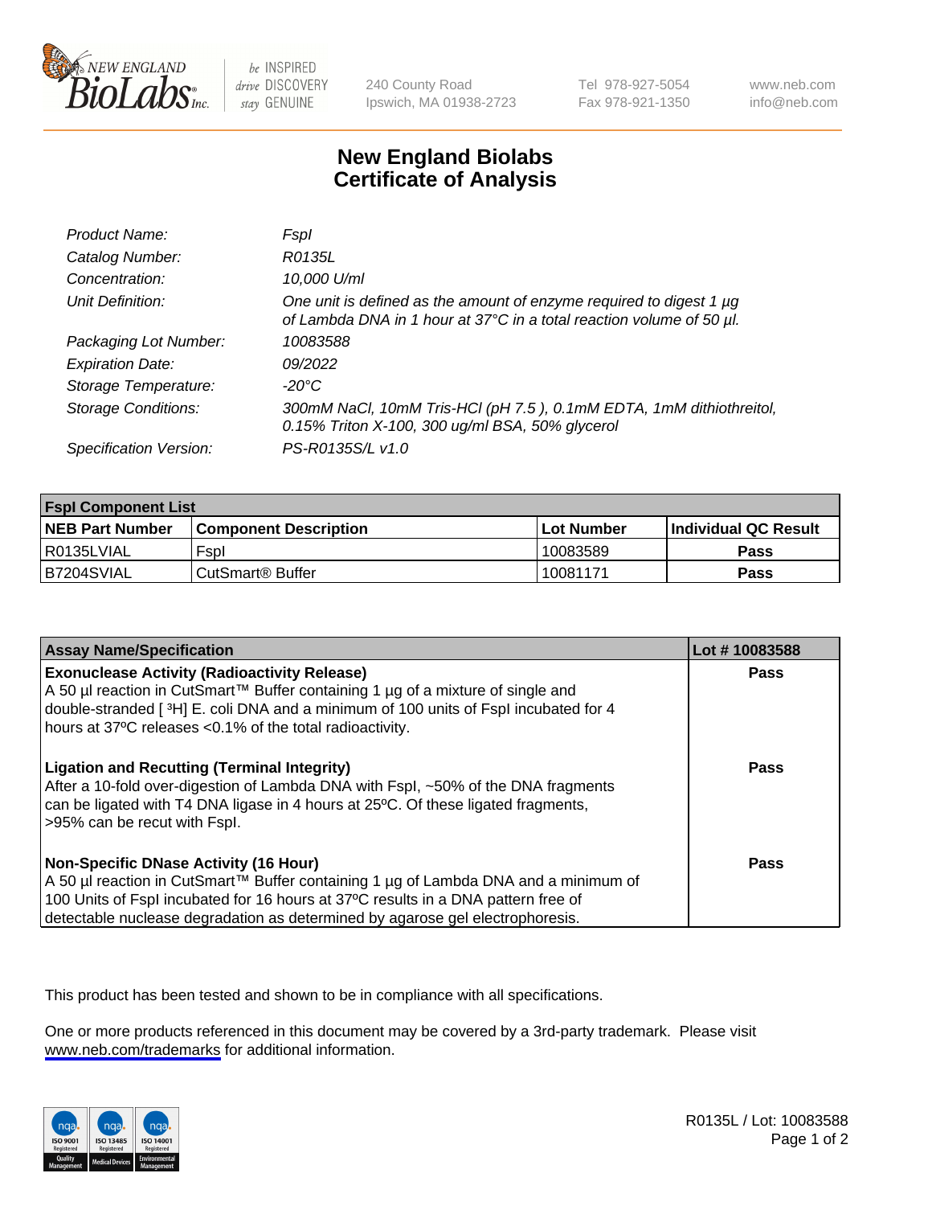# New England Biolabs Certificate of Analysis

| | |
|---|---|
| *Product Name:* | *FspI* |
| *Catalog Number:* | *R0135L* |
| *Concentration:* | *10,000 U/ml* |
| *Unit Definition:* | *One unit is defined as the amount of enzyme required to digest 1 µg of Lambda DNA in 1 hour at 37°C in a total reaction volume of 50 µl.* |
| *Packaging Lot Number:* | *10083588* |
| *Expiration Date:* | *09/2022* |
| *Storage Temperature:* | *-20°C* |
| *Storage Conditions:* | *300mM NaCl, 10mM Tris-HCl (pH 7.5 ), 0.1mM EDTA, 1mM dithiothreitol, 0.15% Triton X-100, 300 ug/ml BSA, 50% glycerol* |
| *Specification Version:* | *PS-R0135S/L v1.0* |

| FspI Component List | | | |
|---|---|---|---|
| **NEB Part Number** | **Component Description** | **Lot Number** | **Individual QC Result** |
| R0135LVIAL | FspI | 10083589 | **Pass** |
| B7204SVIAL | CutSmart® Buffer | 10081171 | **Pass** |

| Assay Name/Specification | Lot # 10083588 |
|---|---|
| **Exonuclease Activity (Radioactivity Release)** A 50 µl reaction in CutSmart™ Buffer containing 1 µg of a mixture of single and double-stranded [ $^3$H] E. coli DNA and a minimum of 100 units of FspI incubated for 4 hours at 37ºC releases <0.1% of the total radioactivity. | **Pass** |
| **Ligation and Recutting (Terminal Integrity)** After a 10-fold over-digestion of Lambda DNA with FspI, ~50% of the DNA fragments can be ligated with T4 DNA ligase in 4 hours at 25ºC. Of these ligated fragments, >95% can be recut with FspI. | **Pass** |
| **Non-Specific DNase Activity (16 Hour)** A 50 µl reaction in CutSmart™ Buffer containing 1 µg of Lambda DNA and a minimum of 100 Units of FspI incubated for 16 hours at 37ºC results in a DNA pattern free of detectable nuclease degradation as determined by agarose gel electrophoresis. | **Pass** |

This product has been tested and shown to be in compliance with all specifications.

One or more products referenced in this document may be covered by a 3rd-party trademark. Please visit www.neb.com/trademarks for additional information.

R0135L / Lot: 10083588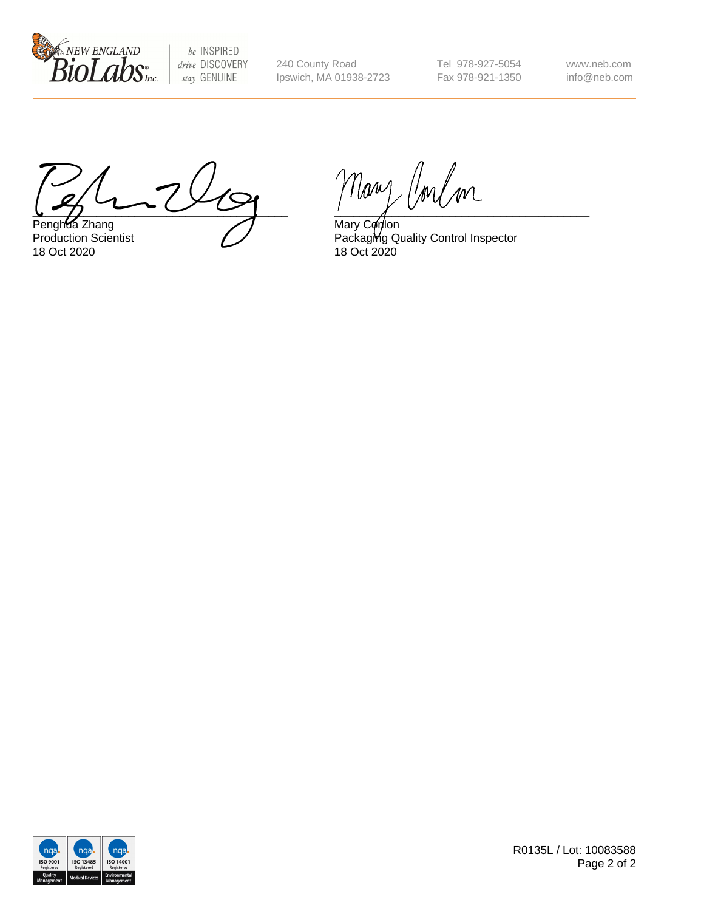Penghua Zhang
Production Scientist
18 Oct 2020

Mary Conlon
Packaging Quality Control Inspector
18 Oct 2020

R0135L / Lot: 10083588